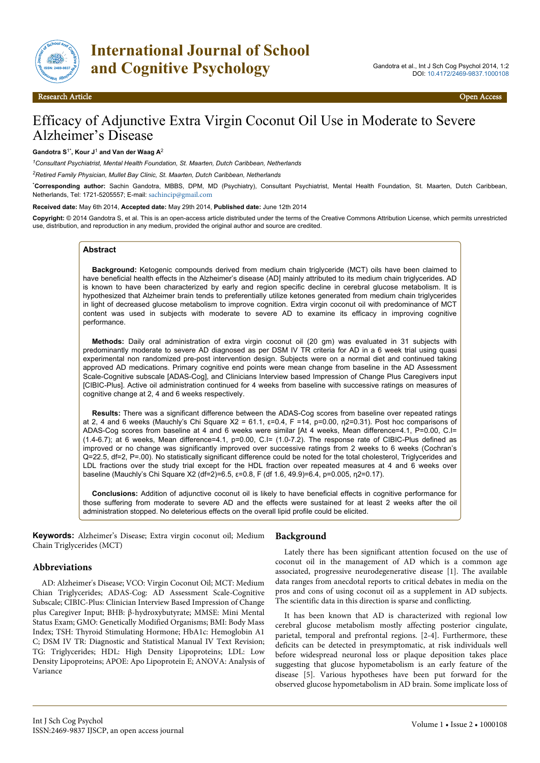# Efficacy of Adjunctive Extra Virgin Coconut Oil Use in Moderate to Severe Alzheimer's Disease

**Gandotra S[1*], Kour J[1] and Van der Waag A[2]**

*[1]Consultant Psychiatrist, Mental Health Foundation, St. Maarten, Dutch Caribbean, Netherlands*

*[2]Retired Family Physician, Mullet Bay Clinic, St. Maarten, Dutch Caribbean, Netherlands*

[*]**Corresponding author:** Sachin Gandotra, MBBS, DPM, MD (Psychiatry), Consultant Psychiatrist, Mental Health Foundation, St. Maarten, Dutch Caribbean, Netherlands, Tel: 1721-5205557; E-mail: sachincip@gmail.com

**Received date:** May 6th 2014, **Accepted date:** May 29th 2014, **Published date:** June 12th 2014

**Copyright:** © 2014 Gandotra S, et al. This is an open-access article distributed under the terms of the Creative Commons Attribution License, which permits unrestricted use, distribution, and reproduction in any medium, provided the original author and source are credited.

## Abstract

**Background:** Ketogenic compounds derived from medium chain triglyceride (MCT) oils have been claimed to have beneficial health effects in the Alzheimer's disease (AD] mainly attributed to its medium chain triglycerides. AD is known to have been characterized by early and region specific decline in cerebral glucose metabolism. It is hypothesized that Alzheimer brain tends to preferentially utilize ketones generated from medium chain triglycerides in light of decreased glucose metabolism to improve cognition. Extra virgin coconut oil with predominance of MCT content was used in subjects with moderate to severe AD to examine its efficacy in improving cognitive performance.

**Methods:** Daily oral administration of extra virgin coconut oil (20 gm) was evaluated in 31 subjects with predominantly moderate to severe AD diagnosed as per DSM IV TR criteria for AD in a 6 week trial using quasi experimental non randomized pre-post intervention design. Subjects were on a normal diet and continued taking approved AD medications. Primary cognitive end points were mean change from baseline in the AD Assessment Scale-Cognitive subscale [ADAS-Cog], and Clinicians Interview based Impression of Change Plus Caregivers input [CIBIC-Plus]. Active oil administration continued for 4 weeks from baseline with successive ratings on measures of cognitive change at 2, 4 and 6 weeks respectively.

**Results:** There was a significant difference between the ADAS-Cog scores from baseline over repeated ratings at 2, 4 and 6 weeks (Mauchly's Chi Square $X2 = 61.1$, $\varepsilon=0.4$, $F = 14$, $p=0.00$, $\eta 2=0.31$). Post hoc comparisons of ADAS-Cog scores from baseline at 4 and 6 weeks were similar [At 4 weeks, Mean difference=4.1, P=0.00, C.I= (1.4-6.7); at 6 weeks, Mean difference=4.1, p=0.00, C.I= (1.0-7.2). The response rate of CIBIC-Plus defined as improved or no change was significantly improved over successive ratings from 2 weeks to 6 weeks (Cochran's Q=22.5, df=2, P=.00). No statistically significant difference could be noted for the total cholesterol, Triglycerides and LDL fractions over the study trial except for the HDL fraction over repeated measures at 4 and 6 weeks over baseline (Mauchly's Chi Square X2 (df=2)=6.5, $\varepsilon=0.8$, F (df 1.6, 49.9)=6.4, p=0.005, $\eta 2=0.17$).

**Conclusions:** Addition of adjunctive coconut oil is likely to have beneficial effects in cognitive performance for those suffering from moderate to severe AD and the effects were sustained for at least 2 weeks after the oil administration stopped. No deleterious effects on the overall lipid profile could be elicited.

**Keywords:** Alzheimer's Disease; Extra virgin coconut oil; Medium Chain Triglycerides (MCT)

## Abbreviations

AD: Alzheimer's Disease; VCO: Virgin Coconut Oil; MCT: Medium Chian Triglycerides; ADAS-Cog: AD Assessment Scale-Cognitive Subscale; CIBIC-Plus: Clinician Interview Based Impression of Change plus Caregiver Input; BHB: β-hydroxybutyrate; MMSE: Mini Mental Status Exam; GMO: Genetically Modified Organisms; BMI: Body Mass Index; TSH: Thyroid Stimulating Hormone; HbA1c: Hemoglobin A1 C; DSM IV TR: Diagnostic and Statistical Manual IV Text Revision; TG: Triglycerides; HDL: High Density Lipoproteins; LDL: Low Density Lipoproteins; APOE: Apo Lipoprotein E; ANOVA: Analysis of Variance

## Background

Lately there has been significant attention focused on the use of coconut oil in the management of AD which is a common age associated, progressive neurodegenerative disease [1]. The available data ranges from anecdotal reports to critical debates in media on the pros and cons of using coconut oil as a supplement in AD subjects. The scientific data in this direction is sparse and conflicting.

It has been known that AD is characterized with regional low cerebral glucose metabolism mostly affecting posterior cingulate, parietal, temporal and prefrontal regions. [2-4]. Furthermore, these deficits can be detected in presymptomatic, at risk individuals well before widespread neuronal loss or plaque deposition takes place suggesting that glucose hypometabolism is an early feature of the disease [5]. Various hypotheses have been put forward for the observed glucose hypometabolism in AD brain. Some implicate loss of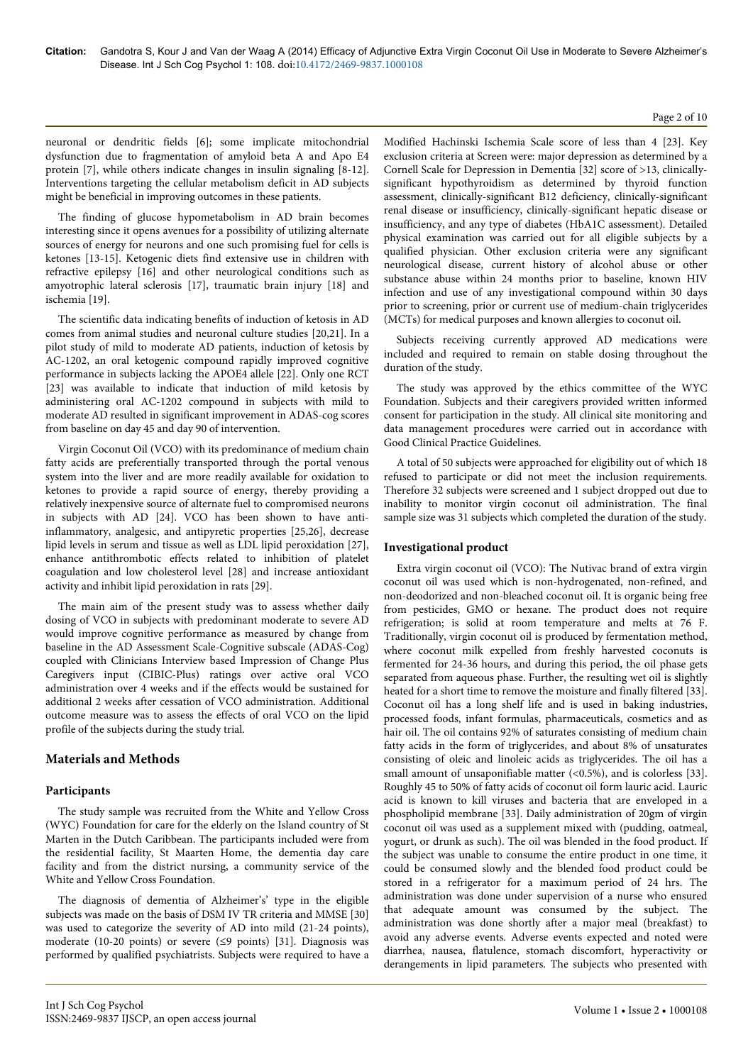neuronal or dendritic fields [6]; some implicate mitochondrial dysfunction due to fragmentation of amyloid beta A and Apo E4 protein [7], while others indicate changes in insulin signaling [8-12]. Interventions targeting the cellular metabolism deficit in AD subjects might be beneficial in improving outcomes in these patients.

The finding of glucose hypometabolism in AD brain becomes interesting since it opens avenues for a possibility of utilizing alternate sources of energy for neurons and one such promising fuel for cells is ketones [13-15]. Ketogenic diets find extensive use in children with refractive epilepsy [16] and other neurological conditions such as amyotrophic lateral sclerosis [17], traumatic brain injury [18] and ischemia [19].

The scientific data indicating benefits of induction of ketosis in AD comes from animal studies and neuronal culture studies [20,21]. In a pilot study of mild to moderate AD patients, induction of ketosis by AC-1202, an oral ketogenic compound rapidly improved cognitive performance in subjects lacking the APOE4 allele [22]. Only one RCT [23] was available to indicate that induction of mild ketosis by administering oral AC-1202 compound in subjects with mild to moderate AD resulted in significant improvement in ADAS-cog scores from baseline on day 45 and day 90 of intervention.

Virgin Coconut Oil (VCO) with its predominance of medium chain fatty acids are preferentially transported through the portal venous system into the liver and are more readily available for oxidation to ketones to provide a rapid source of energy, thereby providing a relatively inexpensive source of alternate fuel to compromised neurons in subjects with AD [24]. VCO has been shown to have anti-inflammatory, analgesic, and antipyretic properties [25,26], decrease lipid levels in serum and tissue as well as LDL lipid peroxidation [27], enhance antithrombotic effects related to inhibition of platelet coagulation and low cholesterol level [28] and increase antioxidant activity and inhibit lipid peroxidation in rats [29].

The main aim of the present study was to assess whether daily dosing of VCO in subjects with predominant moderate to severe AD would improve cognitive performance as measured by change from baseline in the AD Assessment Scale-Cognitive subscale (ADAS-Cog) coupled with Clinicians Interview based Impression of Change Plus Caregivers input (CIBIC-Plus) ratings over active oral VCO administration over 4 weeks and if the effects would be sustained for additional 2 weeks after cessation of VCO administration. Additional outcome measure was to assess the effects of oral VCO on the lipid profile of the subjects during the study trial.

## Materials and Methods

### Participants

The study sample was recruited from the White and Yellow Cross (WYC) Foundation for care for the elderly on the Island country of St Marten in the Dutch Caribbean. The participants included were from the residential facility, St Maarten Home, the dementia day care facility and from the district nursing, a community service of the White and Yellow Cross Foundation.

The diagnosis of dementia of Alzheimer's' type in the eligible subjects was made on the basis of DSM IV TR criteria and MMSE [30] was used to categorize the severity of AD into mild (21-24 points), moderate (10-20 points) or severe (≤9 points) [31]. Diagnosis was performed by qualified psychiatrists. Subjects were required to have a Modified Hachinski Ischemia Scale score of less than 4 [23]. Key exclusion criteria at Screen were: major depression as determined by a Cornell Scale for Depression in Dementia [32] score of >13, clinically-significant hypothyroidism as determined by thyroid function assessment, clinically-significant B12 deficiency, clinically-significant renal disease or insufficiency, clinically-significant hepatic disease or insufficiency, and any type of diabetes (HbA1C assessment). Detailed physical examination was carried out for all eligible subjects by a qualified physician. Other exclusion criteria were any significant neurological disease, current history of alcohol abuse or other substance abuse within 24 months prior to baseline, known HIV infection and use of any investigational compound within 30 days prior to screening, prior or current use of medium-chain triglycerides (MCTs) for medical purposes and known allergies to coconut oil.

Subjects receiving currently approved AD medications were included and required to remain on stable dosing throughout the duration of the study.

The study was approved by the ethics committee of the WYC Foundation. Subjects and their caregivers provided written informed consent for participation in the study. All clinical site monitoring and data management procedures were carried out in accordance with Good Clinical Practice Guidelines.

A total of 50 subjects were approached for eligibility out of which 18 refused to participate or did not meet the inclusion requirements. Therefore 32 subjects were screened and 1 subject dropped out due to inability to monitor virgin coconut oil administration. The final sample size was 31 subjects which completed the duration of the study.

### Investigational product

Extra virgin coconut oil (VCO): The Nutivac brand of extra virgin coconut oil was used which is non-hydrogenated, non-refined, and non-deodorized and non-bleached coconut oil. It is organic being free from pesticides, GMO or hexane. The product does not require refrigeration; is solid at room temperature and melts at 76 F. Traditionally, virgin coconut oil is produced by fermentation method, where coconut milk expelled from freshly harvested coconuts is fermented for 24-36 hours, and during this period, the oil phase gets separated from aqueous phase. Further, the resulting wet oil is slightly heated for a short time to remove the moisture and finally filtered [33]. Coconut oil has a long shelf life and is used in baking industries, processed foods, infant formulas, pharmaceuticals, cosmetics and as hair oil. The oil contains 92% of saturates consisting of medium chain fatty acids in the form of triglycerides, and about 8% of unsaturates consisting of oleic and linoleic acids as triglycerides. The oil has a small amount of unsaponifiable matter (<0.5%), and is colorless [33]. Roughly 45 to 50% of fatty acids of coconut oil form lauric acid. Lauric acid is known to kill viruses and bacteria that are enveloped in a phospholipid membrane [33]. Daily administration of 20gm of virgin coconut oil was used as a supplement mixed with (pudding, oatmeal, yogurt, or drunk as such). The oil was blended in the food product. If the subject was unable to consume the entire product in one time, it could be consumed slowly and the blended food product could be stored in a refrigerator for a maximum period of 24 hrs. The administration was done under supervision of a nurse who ensured that adequate amount was consumed by the subject. The administration was done shortly after a major meal (breakfast) to avoid any adverse events. Adverse events expected and noted were diarrhea, nausea, flatulence, stomach discomfort, hyperactivity or derangements in lipid parameters. The subjects who presented with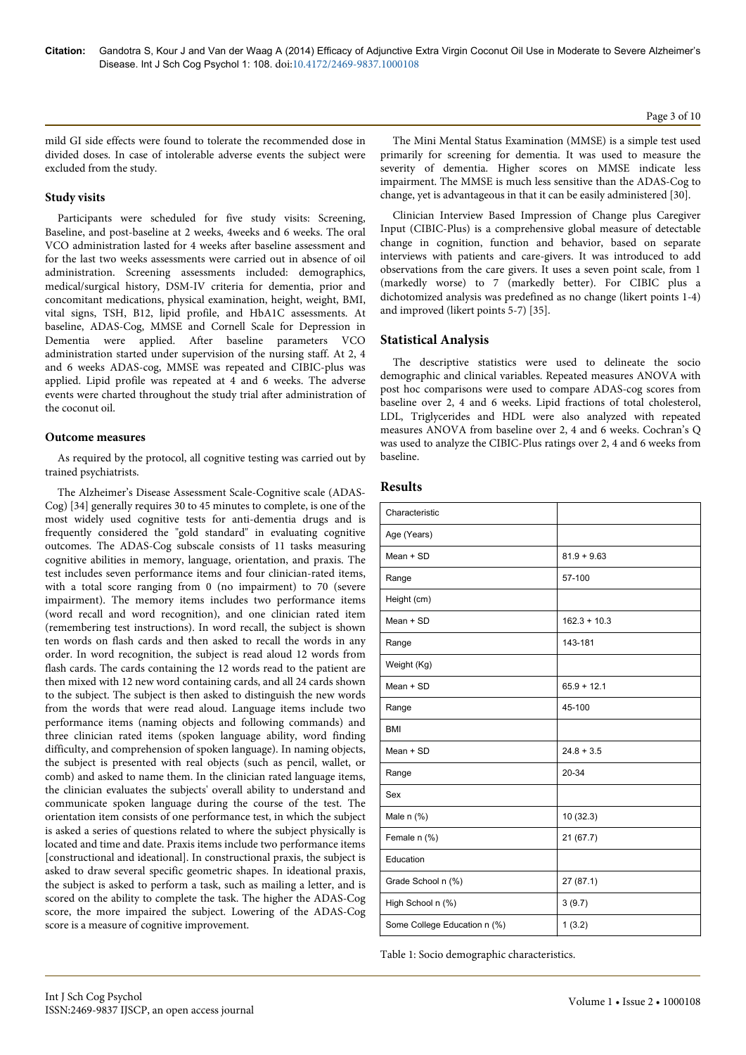mild GI side effects were found to tolerate the recommended dose in divided doses. In case of intolerable adverse events the subject were excluded from the study.

### Study visits

Participants were scheduled for five study visits: Screening, Baseline, and post-baseline at 2 weeks, 4weeks and 6 weeks. The oral VCO administration lasted for 4 weeks after baseline assessment and for the last two weeks assessments were carried out in absence of oil administration. Screening assessments included: demographics, medical/surgical history, DSM-IV criteria for dementia, prior and concomitant medications, physical examination, height, weight, BMI, vital signs, TSH, B12, lipid profile, and HbA1C assessments. At baseline, ADAS-Cog, MMSE and Cornell Scale for Depression in Dementia were applied. After baseline parameters VCO administration started under supervision of the nursing staff. At 2, 4 and 6 weeks ADAS-cog, MMSE was repeated and CIBIC-plus was applied. Lipid profile was repeated at 4 and 6 weeks. The adverse events were charted throughout the study trial after administration of the coconut oil.

### Outcome measures

As required by the protocol, all cognitive testing was carried out by trained psychiatrists.

The Alzheimer's Disease Assessment Scale-Cognitive scale (ADAS-Cog) [34] generally requires 30 to 45 minutes to complete, is one of the most widely used cognitive tests for anti-dementia drugs and is frequently considered the "gold standard" in evaluating cognitive outcomes. The ADAS-Cog subscale consists of 11 tasks measuring cognitive abilities in memory, language, orientation, and praxis. The test includes seven performance items and four clinician-rated items, with a total score ranging from 0 (no impairment) to 70 (severe impairment). The memory items includes two performance items (word recall and word recognition), and one clinician rated item (remembering test instructions). In word recall, the subject is shown ten words on flash cards and then asked to recall the words in any order. In word recognition, the subject is read aloud 12 words from flash cards. The cards containing the 12 words read to the patient are then mixed with 12 new word containing cards, and all 24 cards shown to the subject. The subject is then asked to distinguish the new words from the words that were read aloud. Language items include two performance items (naming objects and following commands) and three clinician rated items (spoken language ability, word finding difficulty, and comprehension of spoken language). In naming objects, the subject is presented with real objects (such as pencil, wallet, or comb) and asked to name them. In the clinician rated language items, the clinician evaluates the subjects' overall ability to understand and communicate spoken language during the course of the test. The orientation item consists of one performance test, in which the subject is asked a series of questions related to where the subject physically is located and time and date. Praxis items include two performance items [constructional and ideational]. In constructional praxis, the subject is asked to draw several specific geometric shapes. In ideational praxis, the subject is asked to perform a task, such as mailing a letter, and is scored on the ability to complete the task. The higher the ADAS-Cog score, the more impaired the subject. Lowering of the ADAS-Cog score is a measure of cognitive improvement.

The Mini Mental Status Examination (MMSE) is a simple test used primarily for screening for dementia. It was used to measure the severity of dementia. Higher scores on MMSE indicate less impairment. The MMSE is much less sensitive than the ADAS-Cog to change, yet is advantageous in that it can be easily administered [30].

Clinician Interview Based Impression of Change plus Caregiver Input (CIBIC-Plus) is a comprehensive global measure of detectable change in cognition, function and behavior, based on separate interviews with patients and care-givers. It was introduced to add observations from the care givers. It uses a seven point scale, from 1 (markedly worse) to 7 (markedly better). For CIBIC plus a dichotomized analysis was predefined as no change (likert points 1-4) and improved (likert points 5-7) [35].

## Statistical Analysis

The descriptive statistics were used to delineate the socio demographic and clinical variables. Repeated measures ANOVA with post hoc comparisons were used to compare ADAS-cog scores from baseline over 2, 4 and 6 weeks. Lipid fractions of total cholesterol, LDL, Triglycerides and HDL were also analyzed with repeated measures ANOVA from baseline over 2, 4 and 6 weeks. Cochran's Q was used to analyze the CIBIC-Plus ratings over 2, 4 and 6 weeks from baseline.

## Results

| Characteristic | |
|---|---|
| Age (Years) | |
| Mean + SD | 81.9 + 9.63 |
| Range | 57-100 |
| Height (cm) | |
| Mean + SD | 162.3 + 10.3 |
| Range | 143-181 |
| Weight (Kg) | |
| Mean + SD | 65.9 + 12.1 |
| Range | 45-100 |
| BMI | |
| Mean + SD | 24.8 + 3.5 |
| Range | 20-34 |
| Sex | |
| Male n (%) | 10 (32.3) |
| Female n (%) | 21 (67.7) |
| Education | |
| Grade School n (%) | 27 (87.1) |
| High School n (%) | 3 (9.7) |
| Some College Education n (%) | 1 (3.2) |

Table 1: Socio demographic characteristics.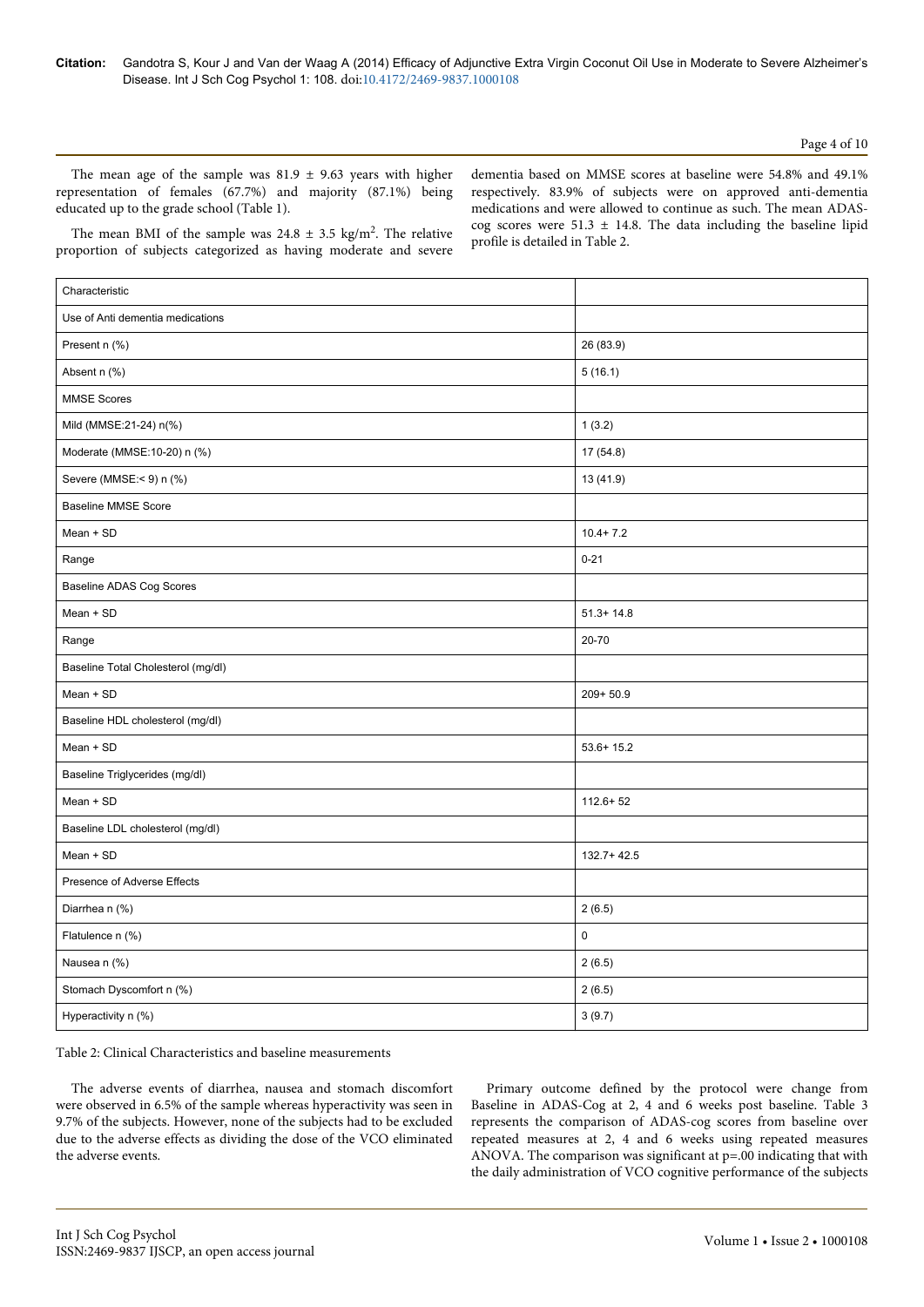The mean age of the sample was 81.9 ± 9.63 years with higher representation of females (67.7%) and majority (87.1%) being educated up to the grade school (Table 1).

The mean BMI of the sample was 24.8 ± 3.5 kg/m$^2$. The relative proportion of subjects categorized as having moderate and severe dementia based on MMSE scores at baseline were 54.8% and 49.1% respectively. 83.9% of subjects were on approved anti-dementia medications and were allowed to continue as such. The mean ADAS-cog scores were 51.3 ± 14.8. The data including the baseline lipid profile is detailed in Table 2.

| Characteristic | |
|---|---|
| Use of Anti dementia medications | |
| Present n (%) | 26 (83.9) |
| Absent n (%) | 5 (16.1) |
| MMSE Scores | |
| Mild (MMSE:21-24) n(%) | 1 (3.2) |
| Moderate (MMSE:10-20) n (%) | 17 (54.8) |
| Severe (MMSE:< 9) n (%) | 13 (41.9) |
| Baseline MMSE Score | |
| Mean + SD | 10.4+ 7.2 |
| Range | 0-21 |
| Baseline ADAS Cog Scores | |
| Mean + SD | 51.3+ 14.8 |
| Range | 20-70 |
| Baseline Total Cholesterol (mg/dl) | |
| Mean + SD | 209+ 50.9 |
| Baseline HDL cholesterol (mg/dl) | |
| Mean + SD | 53.6+ 15.2 |
| Baseline Triglycerides (mg/dl) | |
| Mean + SD | 112.6+ 52 |
| Baseline LDL cholesterol (mg/dl) | |
| Mean + SD | 132.7+ 42.5 |
| Presence of Adverse Effects | |
| Diarrhea n (%) | 2 (6.5) |
| Flatulence n (%) | 0 |
| Nausea n (%) | 2 (6.5) |
| Stomach Dyscomfort n (%) | 2 (6.5) |
| Hyperactivity n (%) | 3 (9.7) |

Table 2: Clinical Characteristics and baseline measurements

The adverse events of diarrhea, nausea and stomach discomfort were observed in 6.5% of the sample whereas hyperactivity was seen in 9.7% of the subjects. However, none of the subjects had to be excluded due to the adverse effects as dividing the dose of the VCO eliminated the adverse events.

Primary outcome defined by the protocol were change from Baseline in ADAS-Cog at 2, 4 and 6 weeks post baseline. Table 3 represents the comparison of ADAS-cog scores from baseline over repeated measures at 2, 4 and 6 weeks using repeated measures ANOVA. The comparison was significant at p=.00 indicating that with the daily administration of VCO cognitive performance of the subjects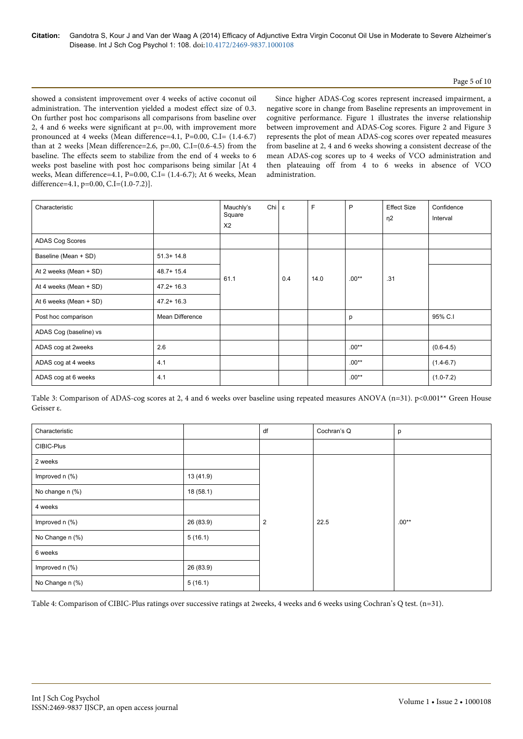showed a consistent improvement over 4 weeks of active coconut oil administration. The intervention yielded a modest effect size of 0.3. On further post hoc comparisons all comparisons from baseline over 2, 4 and 6 weeks were significant at p=.00, with improvement more pronounced at 4 weeks (Mean difference=4.1, P=0.00, C.I= (1.4-6.7) than at 2 weeks [Mean difference=2.6, p=.00, C.I=(0.6-4.5) from the baseline. The effects seem to stabilize from the end of 4 weeks to 6 weeks post baseline with post hoc comparisons being similar [At 4 weeks, Mean difference=4.1, P=0.00, C.I= (1.4-6.7); At 6 weeks, Mean difference=4.1, p=0.00, C.I=(1.0-7.2)].

Since higher ADAS-Cog scores represent increased impairment, a negative score in change from Baseline represents an improvement in cognitive performance. Figure 1 illustrates the inverse relationship between improvement and ADAS-Cog scores. Figure 2 and Figure 3 represents the plot of mean ADAS-cog scores over repeated measures from baseline at 2, 4 and 6 weeks showing a consistent decrease of the mean ADAS-cog scores up to 4 weeks of VCO administration and then plateauing off from 4 to 6 weeks in absence of VCO administration.

| Characteristic | | Mauchly's Chi Square $X^2$ | ε | F | P | Effect Size $\eta^2$ | Confidence Interval |
|---|---|---|---|---|---|---|---|
| ADAS Cog Scores | | | | | | | |
| Baseline (Mean + SD) | 51.3+ 14.8 | 61.1 | 0.4 | 14.0 | .00** | .31 | |
| At 2 weeks (Mean + SD) | 48.7+ 15.4 | | | | | | |
| At 4 weeks (Mean + SD) | 47.2+ 16.3 | | | | | | |
| At 6 weeks (Mean + SD) | 47.2+ 16.3 | | | | | | |
| Post hoc comparison | Mean Difference | | | | p | | 95% C.I |
| ADAS Cog (baseline) vs | | | | | | | |
| ADAS cog at 2weeks | 2.6 | | | | .00** | | (0.6-4.5) |
| ADAS cog at 4 weeks | 4.1 | | | | .00** | | (1.4-6.7) |
| ADAS cog at 6 weeks | 4.1 | | | | .00** | | (1.0-7.2) |

Table 3: Comparison of ADAS-cog scores at 2, 4 and 6 weeks over baseline using repeated measures ANOVA (n=31). p<0.001** Green House Geisser ε.

| Characteristic | | df | Cochran's Q | p |
|---|---|---|---|---|
| CIBIC-Plus | | | | |
| 2 weeks | | 2 | 22.5 | .00** |
| Improved n (%) | 13 (41.9) | | | |
| No change n (%) | 18 (58.1) | | | |
| 4 weeks | | | | |
| Improved n (%) | 26 (83.9) | | | |
| No Change n (%) | 5 (16.1) | | | |
| 6 weeks | | | | |
| Improved n (%) | 26 (83.9) | | | |
| No Change n (%) | 5 (16.1) | | | |

Table 4: Comparison of CIBIC-Plus ratings over successive ratings at 2weeks, 4 weeks and 6 weeks using Cochran's Q test. (n=31).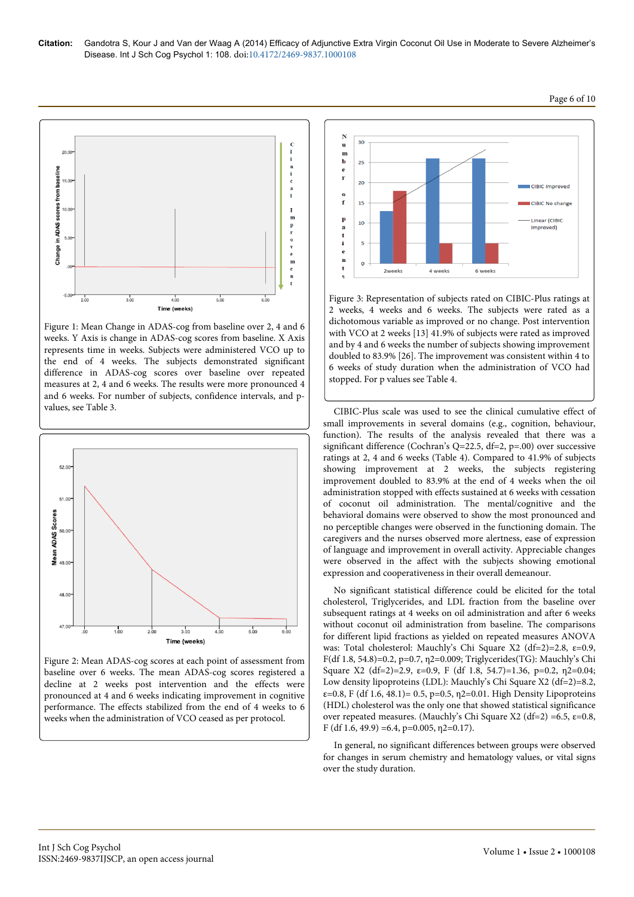Figure 1: Mean Change in ADAS-cog from baseline over 2, 4 and 6 weeks. Y Axis is change in ADAS-cog scores from baseline. X Axis represents time in weeks. Subjects were administered VCO up to the end of 4 weeks. The subjects demonstrated significant difference in ADAS-cog scores over baseline over repeated measures at 2, 4 and 6 weeks. The results were more pronounced 4 and 6 weeks. For number of subjects, confidence intervals, and p-values, see Table 3.

Figure 2: Mean ADAS-cog scores at each point of assessment from baseline over 6 weeks. The mean ADAS-cog scores registered a decline at 2 weeks post intervention and the effects were pronounced at 4 and 6 weeks indicating improvement in cognitive performance. The effects stabilized from the end of 4 weeks to 6 weeks when the administration of VCO ceased as per protocol.

Figure 3: Representation of subjects rated on CIBIC-Plus ratings at 2 weeks, 4 weeks and 6 weeks. The subjects were rated as a dichotomous variable as improved or no change. Post intervention with VCO at 2 weeks [13] 41.9% of subjects were rated as improved and by 4 and 6 weeks the number of subjects showing improvement doubled to 83.9% [26]. The improvement was consistent within 4 to 6 weeks of study duration when the administration of VCO had stopped. For p values see Table 4.

CIBIC-Plus scale was used to see the clinical cumulative effect of small improvements in several domains (e.g., cognition, behaviour, function). The results of the analysis revealed that there was a significant difference (Cochran's Q=22.5, df=2, p=.00) over successive ratings at 2, 4 and 6 weeks (Table 4). Compared to 41.9% of subjects showing improvement at 2 weeks, the subjects registering improvement doubled to 83.9% at the end of 4 weeks when the oil administration stopped with effects sustained at 6 weeks with cessation of coconut oil administration. The mental/cognitive and the behavioral domains were observed to show the most pronounced and no perceptible changes were observed in the functioning domain. The caregivers and the nurses observed more alertness, ease of expression of language and improvement in overall activity. Appreciable changes were observed in the affect with the subjects showing emotional expression and cooperativeness in their overall demeanour.

No significant statistical difference could be elicited for the total cholesterol, Triglycerides, and LDL fraction from the baseline over subsequent ratings at 4 weeks on oil administration and after 6 weeks without coconut oil administration from baseline. The comparisons for different lipid fractions as yielded on repeated measures ANOVA was: Total cholesterol: Mauchly's Chi Square X2 (df=2)=2.8, $\varepsilon$=0.9, F(df 1.8, 54.8)=0.2, p=0.7, $\eta^2$=0.009; Triglycerides(TG): Mauchly's Chi Square X2 (df=2)=2.9, $\varepsilon$=0.9, F (df 1.8, 54.7)=1.36, p=0.2, $\eta^2$=0.04; Low density lipoproteins (LDL): Mauchly's Chi Square X2 (df=2)=8.2, $\varepsilon$=0.8, F (df 1.6, 48.1)= 0.5, p=0.5, $\eta^2$=0.01. High Density Lipoproteins (HDL) cholesterol was the only one that showed statistical significance over repeated measures. (Mauchly's Chi Square X2 (df=2) =6.5, $\varepsilon$=0.8, F (df 1.6, 49.9) =6.4, p=0.005, $\eta^2$=0.17).

In general, no significant differences between groups were observed for changes in serum chemistry and hematology values, or vital signs over the study duration.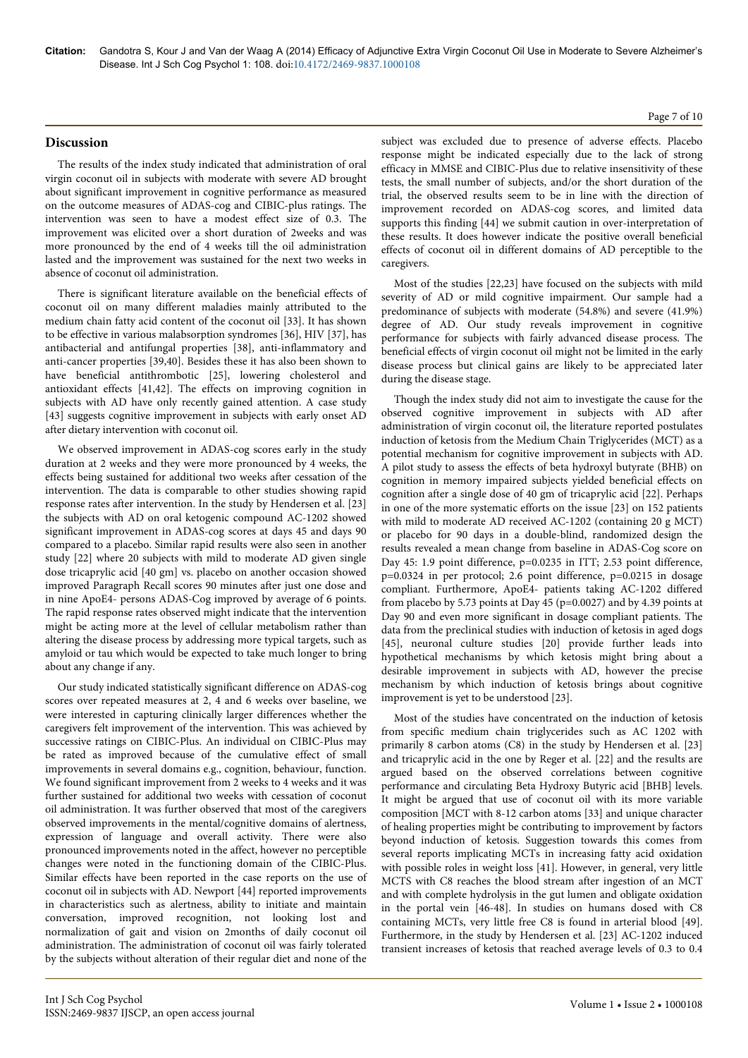## Discussion

The results of the index study indicated that administration of oral virgin coconut oil in subjects with moderate with severe AD brought about significant improvement in cognitive performance as measured on the outcome measures of ADAS-cog and CIBIC-plus ratings. The intervention was seen to have a modest effect size of 0.3. The improvement was elicited over a short duration of 2weeks and was more pronounced by the end of 4 weeks till the oil administration lasted and the improvement was sustained for the next two weeks in absence of coconut oil administration.

There is significant literature available on the beneficial effects of coconut oil on many different maladies mainly attributed to the medium chain fatty acid content of the coconut oil [33]. It has shown to be effective in various malabsorption syndromes [36], HIV [37], has antibacterial and antifungal properties [38], anti-inflammatory and anti-cancer properties [39,40]. Besides these it has also been shown to have beneficial antithrombotic [25], lowering cholesterol and antioxidant effects [41,42]. The effects on improving cognition in subjects with AD have only recently gained attention. A case study [43] suggests cognitive improvement in subjects with early onset AD after dietary intervention with coconut oil.

We observed improvement in ADAS-cog scores early in the study duration at 2 weeks and they were more pronounced by 4 weeks, the effects being sustained for additional two weeks after cessation of the intervention. The data is comparable to other studies showing rapid response rates after intervention. In the study by Hendersen et al. [23] the subjects with AD on oral ketogenic compound AC-1202 showed significant improvement in ADAS-cog scores at days 45 and days 90 compared to a placebo. Similar rapid results were also seen in another study [22] where 20 subjects with mild to moderate AD given single dose tricaprylic acid [40 gm] vs. placebo on another occasion showed improved Paragraph Recall scores 90 minutes after just one dose and in nine ApoE4- persons ADAS-Cog improved by average of 6 points. The rapid response rates observed might indicate that the intervention might be acting more at the level of cellular metabolism rather than altering the disease process by addressing more typical targets, such as amyloid or tau which would be expected to take much longer to bring about any change if any.

Our study indicated statistically significant difference on ADAS-cog scores over repeated measures at 2, 4 and 6 weeks over baseline, we were interested in capturing clinically larger differences whether the caregivers felt improvement of the intervention. This was achieved by successive ratings on CIBIC-Plus. An individual on CIBIC-Plus may be rated as improved because of the cumulative effect of small improvements in several domains e.g., cognition, behaviour, function. We found significant improvement from 2 weeks to 4 weeks and it was further sustained for additional two weeks with cessation of coconut oil administration. It was further observed that most of the caregivers observed improvements in the mental/cognitive domains of alertness, expression of language and overall activity. There were also pronounced improvements noted in the affect, however no perceptible changes were noted in the functioning domain of the CIBIC-Plus. Similar effects have been reported in the case reports on the use of coconut oil in subjects with AD. Newport [44] reported improvements in characteristics such as alertness, ability to initiate and maintain conversation, improved recognition, not looking lost and normalization of gait and vision on 2months of daily coconut oil administration. The administration of coconut oil was fairly tolerated by the subjects without alteration of their regular diet and none of the subject was excluded due to presence of adverse effects. Placebo response might be indicated especially due to the lack of strong efficacy in MMSE and CIBIC-Plus due to relative insensitivity of these tests, the small number of subjects, and/or the short duration of the trial, the observed results seem to be in line with the direction of improvement recorded on ADAS-cog scores, and limited data supports this finding [44] we submit caution in over-interpretation of these results. It does however indicate the positive overall beneficial effects of coconut oil in different domains of AD perceptible to the caregivers.

Most of the studies [22,23] have focused on the subjects with mild severity of AD or mild cognitive impairment. Our sample had a predominance of subjects with moderate (54.8%) and severe (41.9%) degree of AD. Our study reveals improvement in cognitive performance for subjects with fairly advanced disease process. The beneficial effects of virgin coconut oil might not be limited in the early disease process but clinical gains are likely to be appreciated later during the disease stage.

Though the index study did not aim to investigate the cause for the observed cognitive improvement in subjects with AD after administration of virgin coconut oil, the literature reported postulates induction of ketosis from the Medium Chain Triglycerides (MCT) as a potential mechanism for cognitive improvement in subjects with AD. A pilot study to assess the effects of beta hydroxyl butyrate (BHB) on cognition in memory impaired subjects yielded beneficial effects on cognition after a single dose of 40 gm of tricaprylic acid [22]. Perhaps in one of the more systematic efforts on the issue [23] on 152 patients with mild to moderate AD received AC-1202 (containing 20 g MCT) or placebo for 90 days in a double-blind, randomized design the results revealed a mean change from baseline in ADAS-Cog score on Day 45: 1.9 point difference, p=0.0235 in ITT; 2.53 point difference, p=0.0324 in per protocol; 2.6 point difference, p=0.0215 in dosage compliant. Furthermore, ApoE4- patients taking AC-1202 differed from placebo by 5.73 points at Day 45 (p=0.0027) and by 4.39 points at Day 90 and even more significant in dosage compliant patients. The data from the preclinical studies with induction of ketosis in aged dogs [45], neuronal culture studies [20] provide further leads into hypothetical mechanisms by which ketosis might bring about a desirable improvement in subjects with AD, however the precise mechanism by which induction of ketosis brings about cognitive improvement is yet to be understood [23].

Most of the studies have concentrated on the induction of ketosis from specific medium chain triglycerides such as AC 1202 with primarily 8 carbon atoms (C8) in the study by Hendersen et al. [23] and tricaprylic acid in the one by Reger et al. [22] and the results are argued based on the observed correlations between cognitive performance and circulating Beta Hydroxy Butyric acid [BHB] levels. It might be argued that use of coconut oil with its more variable composition [MCT with 8-12 carbon atoms [33] and unique character of healing properties might be contributing to improvement by factors beyond induction of ketosis. Suggestion towards this comes from several reports implicating MCTs in increasing fatty acid oxidation with possible roles in weight loss [41]. However, in general, very little MCTS with C8 reaches the blood stream after ingestion of an MCT and with complete hydrolysis in the gut lumen and obligate oxidation in the portal vein [46-48]. In studies on humans dosed with C8 containing MCTs, very little free C8 is found in arterial blood [49]. Furthermore, in the study by Hendersen et al. [23] AC-1202 induced transient increases of ketosis that reached average levels of 0.3 to 0.4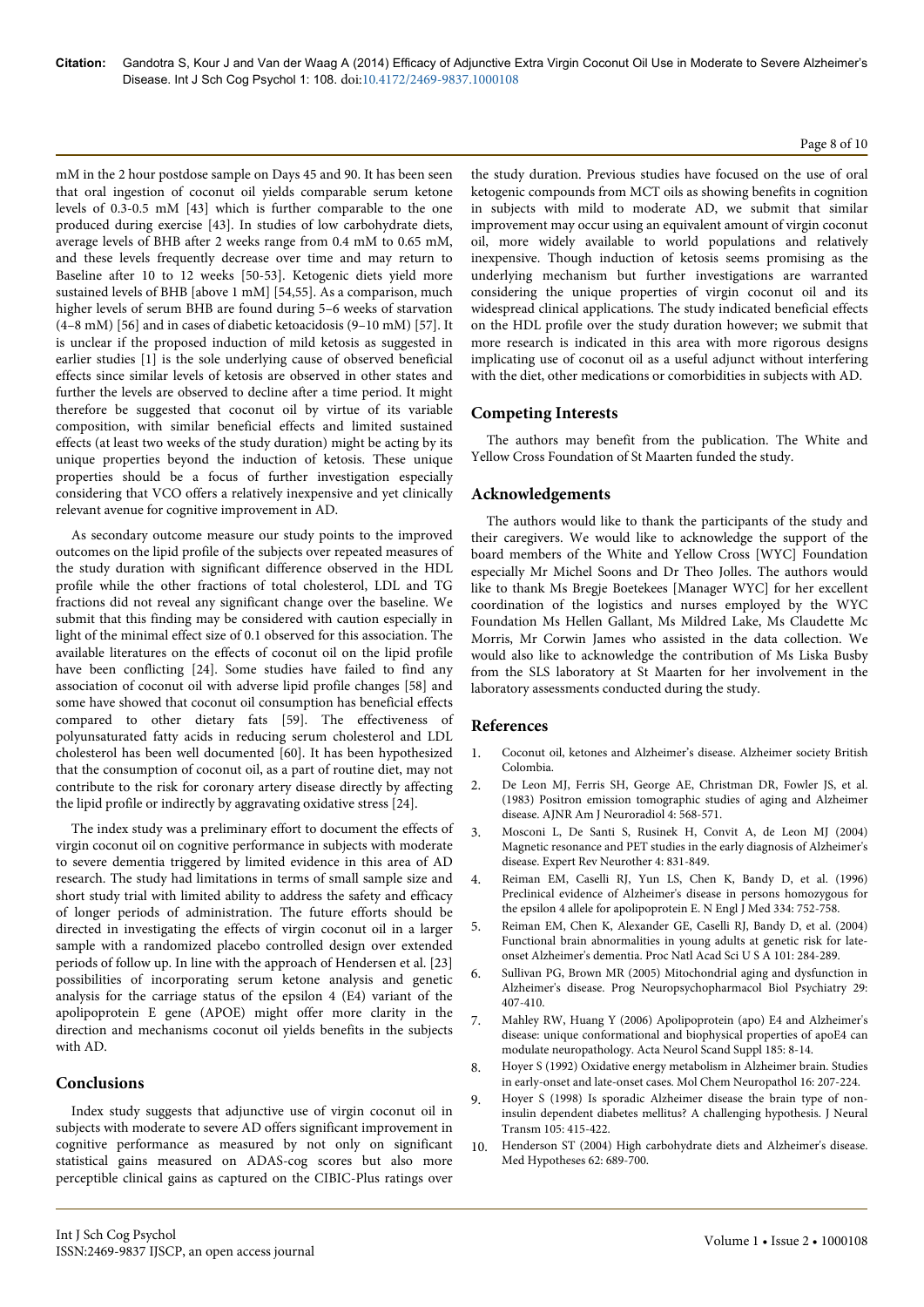mM in the 2 hour postdose sample on Days 45 and 90. It has been seen that oral ingestion of coconut oil yields comparable serum ketone levels of 0.3-0.5 mM [43] which is further comparable to the one produced during exercise [43]. In studies of low carbohydrate diets, average levels of BHB after 2 weeks range from 0.4 mM to 0.65 mM, and these levels frequently decrease over time and may return to Baseline after 10 to 12 weeks [50-53]. Ketogenic diets yield more sustained levels of BHB [above 1 mM] [54,55]. As a comparison, much higher levels of serum BHB are found during 5–6 weeks of starvation (4–8 mM) [56] and in cases of diabetic ketoacidosis (9–10 mM) [57]. It is unclear if the proposed induction of mild ketosis as suggested in earlier studies [1] is the sole underlying cause of observed beneficial effects since similar levels of ketosis are observed in other states and further the levels are observed to decline after a time period. It might therefore be suggested that coconut oil by virtue of its variable composition, with similar beneficial effects and limited sustained effects (at least two weeks of the study duration) might be acting by its unique properties beyond the induction of ketosis. These unique properties should be a focus of further investigation especially considering that VCO offers a relatively inexpensive and yet clinically relevant avenue for cognitive improvement in AD.

As secondary outcome measure our study points to the improved outcomes on the lipid profile of the subjects over repeated measures of the study duration with significant difference observed in the HDL profile while the other fractions of total cholesterol, LDL and TG fractions did not reveal any significant change over the baseline. We submit that this finding may be considered with caution especially in light of the minimal effect size of 0.1 observed for this association. The available literatures on the effects of coconut oil on the lipid profile have been conflicting [24]. Some studies have failed to find any association of coconut oil with adverse lipid profile changes [58] and some have showed that coconut oil consumption has beneficial effects compared to other dietary fats [59]. The effectiveness of polyunsaturated fatty acids in reducing serum cholesterol and LDL cholesterol has been well documented [60]. It has been hypothesized that the consumption of coconut oil, as a part of routine diet, may not contribute to the risk for coronary artery disease directly by affecting the lipid profile or indirectly by aggravating oxidative stress [24].

The index study was a preliminary effort to document the effects of virgin coconut oil on cognitive performance in subjects with moderate to severe dementia triggered by limited evidence in this area of AD research. The study had limitations in terms of small sample size and short study trial with limited ability to address the safety and efficacy of longer periods of administration. The future efforts should be directed in investigating the effects of virgin coconut oil in a larger sample with a randomized placebo controlled design over extended periods of follow up. In line with the approach of Hendersen et al. [23] possibilities of incorporating serum ketone analysis and genetic analysis for the carriage status of the epsilon 4 (E4) variant of the apolipoprotein E gene (APOE) might offer more clarity in the direction and mechanisms coconut oil yields benefits in the subjects with AD.

## Conclusions

Index study suggests that adjunctive use of virgin coconut oil in subjects with moderate to severe AD offers significant improvement in cognitive performance as measured by not only on significant statistical gains measured on ADAS-cog scores but also more perceptible clinical gains as captured on the CIBIC-Plus ratings over the study duration. Previous studies have focused on the use of oral ketogenic compounds from MCT oils as showing benefits in cognition in subjects with mild to moderate AD, we submit that similar improvement may occur using an equivalent amount of virgin coconut oil, more widely available to world populations and relatively inexpensive. Though induction of ketosis seems promising as the underlying mechanism but further investigations are warranted considering the unique properties of virgin coconut oil and its widespread clinical applications. The study indicated beneficial effects on the HDL profile over the study duration however; we submit that more research is indicated in this area with more rigorous designs implicating use of coconut oil as a useful adjunct without interfering with the diet, other medications or comorbidities in subjects with AD.

## Competing Interests

The authors may benefit from the publication. The White and Yellow Cross Foundation of St Maarten funded the study.

## Acknowledgements

The authors would like to thank the participants of the study and their caregivers. We would like to acknowledge the support of the board members of the White and Yellow Cross [WYC] Foundation especially Mr Michel Soons and Dr Theo Jolles. The authors would like to thank Ms Bregje Boetekees [Manager WYC] for her excellent coordination of the logistics and nurses employed by the WYC Foundation Ms Hellen Gallant, Ms Mildred Lake, Ms Claudette Mc Morris, Mr Corwin James who assisted in the data collection. We would also like to acknowledge the contribution of Ms Liska Busby from the SLS laboratory at St Maarten for her involvement in the laboratory assessments conducted during the study.

## References

1. Coconut oil, ketones and Alzheimer's disease. Alzheimer society British Colombia.
2. De Leon MJ, Ferris SH, George AE, Christman DR, Fowler JS, et al. (1983) Positron emission tomographic studies of aging and Alzheimer disease. AJNR Am J Neuroradiol 4: 568-571.
3. Mosconi L, De Santi S, Rusinek H, Convit A, de Leon MJ (2004) Magnetic resonance and PET studies in the early diagnosis of Alzheimer's disease. Expert Rev Neurother 4: 831-849.
4. Reiman EM, Caselli RJ, Yun LS, Chen K, Bandy D, et al. (1996) Preclinical evidence of Alzheimer's disease in persons homozygous for the epsilon 4 allele for apolipoprotein E. N Engl J Med 334: 752-758.
5. Reiman EM, Chen K, Alexander GE, Caselli RJ, Bandy D, et al. (2004) Functional brain abnormalities in young adults at genetic risk for late-onset Alzheimer's dementia. Proc Natl Acad Sci U S A 101: 284-289.
6. Sullivan PG, Brown MR (2005) Mitochondrial aging and dysfunction in Alzheimer's disease. Prog Neuropsychopharmacol Biol Psychiatry 29: 407-410.
7. Mahley RW, Huang Y (2006) Apolipoprotein (apo) E4 and Alzheimer's disease: unique conformational and biophysical properties of apoE4 can modulate neuropathology. Acta Neurol Scand Suppl 185: 8-14.
8. Hoyer S (1992) Oxidative energy metabolism in Alzheimer brain. Studies in early-onset and late-onset cases. Mol Chem Neuropathol 16: 207-224.
9. Hoyer S (1998) Is sporadic Alzheimer disease the brain type of non-insulin dependent diabetes mellitus? A challenging hypothesis. J Neural Transm 105: 415-422.
10. Henderson ST (2004) High carbohydrate diets and Alzheimer's disease. Med Hypotheses 62: 689-700.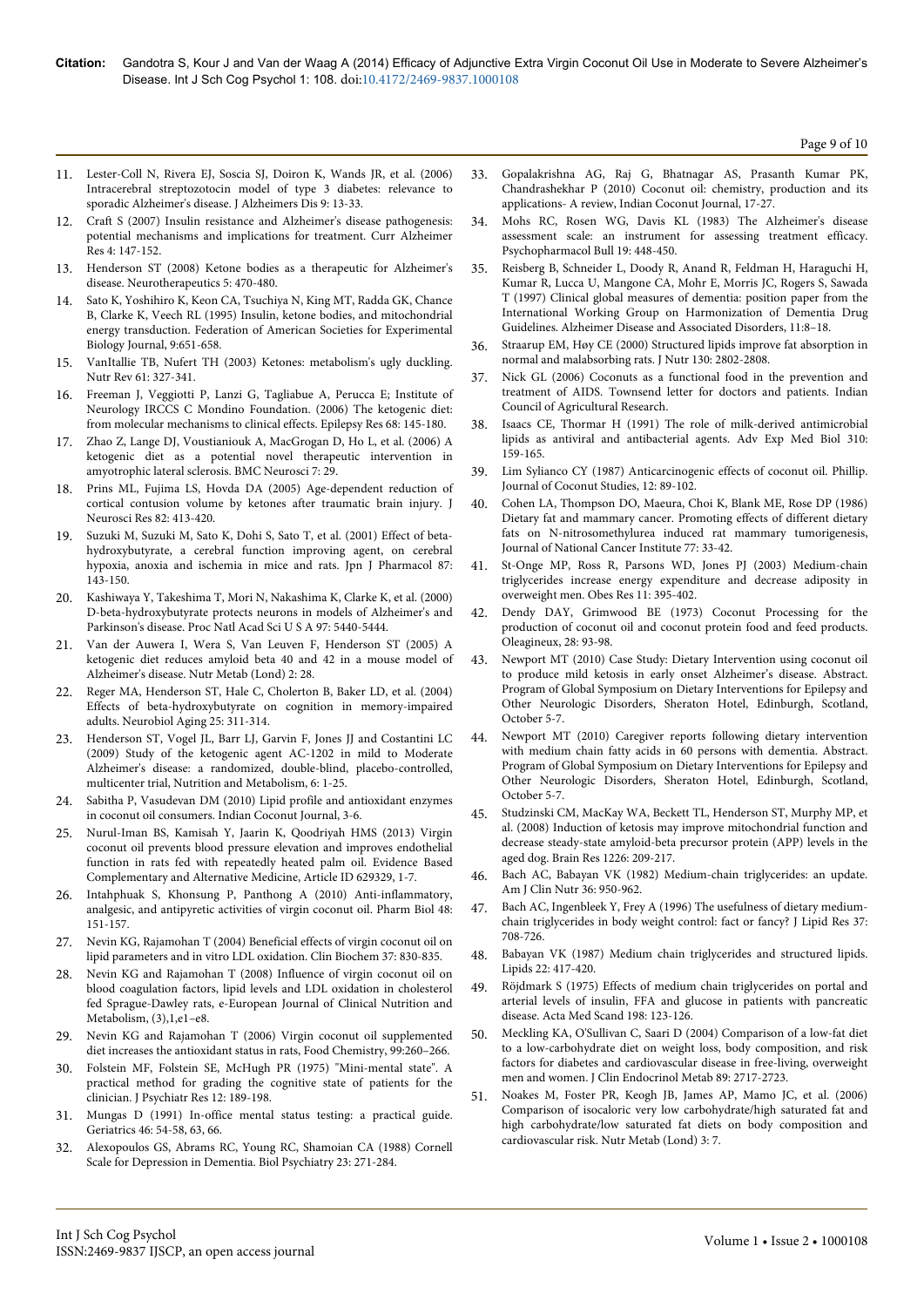11. Lester-Coll N, Rivera EJ, Soscia SJ, Doiron K, Wands JR, et al. (2006) Intracerebral streptozotocin model of type 3 diabetes: relevance to sporadic Alzheimer's disease. J Alzheimers Dis 9: 13-33.
12. Craft S (2007) Insulin resistance and Alzheimer's disease pathogenesis: potential mechanisms and implications for treatment. Curr Alzheimer Res 4: 147-152.
13. Henderson ST (2008) Ketone bodies as a therapeutic for Alzheimer's disease. Neurotherapeutics 5: 470-480.
14. Sato K, Yoshihiro K, Keon CA, Tsuchiya N, King MT, Radda GK, Chance B, Clarke K, Veech RL (1995) Insulin, ketone bodies, and mitochondrial energy transduction. Federation of American Societies for Experimental Biology Journal, 9:651-658.
15. VanItallie TB, Nufert TH (2003) Ketones: metabolism's ugly duckling. Nutr Rev 61: 327-341.
16. Freeman J, Veggiotti P, Lanzi G, Tagliabue A, Perucca E; Institute of Neurology IRCCS C Mondino Foundation. (2006) The ketogenic diet: from molecular mechanisms to clinical effects. Epilepsy Res 68: 145-180.
17. Zhao Z, Lange DJ, Voustianiouk A, MacGrogan D, Ho L, et al. (2006) A ketogenic diet as a potential novel therapeutic intervention in amyotrophic lateral sclerosis. BMC Neurosci 7: 29.
18. Prins ML, Fujima LS, Hovda DA (2005) Age-dependent reduction of cortical contusion volume by ketones after traumatic brain injury. J Neurosci Res 82: 413-420.
19. Suzuki M, Suzuki M, Sato K, Dohi S, Sato T, et al. (2001) Effect of beta-hydroxybutyrate, a cerebral function improving agent, on cerebral hypoxia, anoxia and ischemia in mice and rats. Jpn J Pharmacol 87: 143-150.
20. Kashiwaya Y, Takeshima T, Mori N, Nakashima K, Clarke K, et al. (2000) D-beta-hydroxybutyrate protects neurons in models of Alzheimer's and Parkinson's disease. Proc Natl Acad Sci U S A 97: 5440-5444.
21. Van der Auwera I, Wera S, Van Leuven F, Henderson ST (2005) A ketogenic diet reduces amyloid beta 40 and 42 in a mouse model of Alzheimer's disease. Nutr Metab (Lond) 2: 28.
22. Reger MA, Henderson ST, Hale C, Cholerton B, Baker LD, et al. (2004) Effects of beta-hydroxybutyrate on cognition in memory-impaired adults. Neurobiol Aging 25: 311-314.
23. Henderson ST, Vogel JL, Barr LJ, Garvin F, Jones JJ and Costantini LC (2009) Study of the ketogenic agent AC-1202 in mild to Moderate Alzheimer's disease: a randomized, double-blind, placebo-controlled, multicenter trial, Nutrition and Metabolism, 6: 1-25.
24. Sabitha P, Vasudevan DM (2010) Lipid profile and antioxidant enzymes in coconut oil consumers. Indian Coconut Journal, 3-6.
25. Nurul-Iman BS, Kamisah Y, Jaarin K, Qoodriyah HMS (2013) Virgin coconut oil prevents blood pressure elevation and improves endothelial function in rats fed with repeatedly heated palm oil. Evidence Based Complementary and Alternative Medicine, Article ID 629329, 1-7.
26. Intahphuak S, Khonsung P, Panthong A (2010) Anti-inflammatory, analgesic, and antipyretic activities of virgin coconut oil. Pharm Biol 48: 151-157.
27. Nevin KG, Rajamohan T (2004) Beneficial effects of virgin coconut oil on lipid parameters and in vitro LDL oxidation. Clin Biochem 37: 830-835.
28. Nevin KG and Rajamohan T (2008) Influence of virgin coconut oil on blood coagulation factors, lipid levels and LDL oxidation in cholesterol fed Sprague-Dawley rats, e-European Journal of Clinical Nutrition and Metabolism, (3),1,e1–e8.
29. Nevin KG and Rajamohan T (2006) Virgin coconut oil supplemented diet increases the antioxidant status in rats, Food Chemistry, 99:260–266.
30. Folstein MF, Folstein SE, McHugh PR (1975) "Mini-mental state". A practical method for grading the cognitive state of patients for the clinician. J Psychiatr Res 12: 189-198.
31. Mungas D (1991) In-office mental status testing: a practical guide. Geriatrics 46: 54-58, 63, 66.
32. Alexopoulos GS, Abrams RC, Young RC, Shamoian CA (1988) Cornell Scale for Depression in Dementia. Biol Psychiatry 23: 271-284.
33. Gopalakrishna AG, Raj G, Bhatnagar AS, Prasanth Kumar PK, Chandrashekhar P (2010) Coconut oil: chemistry, production and its applications- A review, Indian Coconut Journal, 17-27.
34. Mohs RC, Rosen WG, Davis KL (1983) The Alzheimer's disease assessment scale: an instrument for assessing treatment efficacy. Psychopharmacol Bull 19: 448-450.
35. Reisberg B, Schneider L, Doody R, Anand R, Feldman H, Haraguchi H, Kumar R, Lucca U, Mangone CA, Mohr E, Morris JC, Rogers S, Sawada T (1997) Clinical global measures of dementia: position paper from the International Working Group on Harmonization of Dementia Drug Guidelines. Alzheimer Disease and Associated Disorders, 11:8–18.
36. Straarup EM, Høy CE (2000) Structured lipids improve fat absorption in normal and malabsorbing rats. J Nutr 130: 2802-2808.
37. Nick GL (2006) Coconuts as a functional food in the prevention and treatment of AIDS. Townsend letter for doctors and patients. Indian Council of Agricultural Research.
38. Isaacs CE, Thormar H (1991) The role of milk-derived antimicrobial lipids as antiviral and antibacterial agents. Adv Exp Med Biol 310: 159-165.
39. Lim Sylianco CY (1987) Anticarcinogenic effects of coconut oil. Phillip. Journal of Coconut Studies, 12: 89-102.
40. Cohen LA, Thompson DO, Maeura, Choi K, Blank ME, Rose DP (1986) Dietary fat and mammary cancer. Promoting effects of different dietary fats on N-nitrosomethylurea induced rat mammary tumorigenesis, Journal of National Cancer Institute 77: 33-42.
41. St-Onge MP, Ross R, Parsons WD, Jones PJ (2003) Medium-chain triglycerides increase energy expenditure and decrease adiposity in overweight men. Obes Res 11: 395-402.
42. Dendy DAY, Grimwood BE (1973) Coconut Processing for the production of coconut oil and coconut protein food and feed products. Oleagineux, 28: 93-98.
43. Newport MT (2010) Case Study: Dietary Intervention using coconut oil to produce mild ketosis in early onset Alzheimer's disease. Abstract. Program of Global Symposium on Dietary Interventions for Epilepsy and Other Neurologic Disorders, Sheraton Hotel, Edinburgh, Scotland, October 5-7.
44. Newport MT (2010) Caregiver reports following dietary intervention with medium chain fatty acids in 60 persons with dementia. Abstract. Program of Global Symposium on Dietary Interventions for Epilepsy and Other Neurologic Disorders, Sheraton Hotel, Edinburgh, Scotland, October 5-7.
45. Studzinski CM, MacKay WA, Beckett TL, Henderson ST, Murphy MP, et al. (2008) Induction of ketosis may improve mitochondrial function and decrease steady-state amyloid-beta precursor protein (APP) levels in the aged dog. Brain Res 1226: 209-217.
46. Bach AC, Babayan VK (1982) Medium-chain triglycerides: an update. Am J Clin Nutr 36: 950-962.
47. Bach AC, Ingenbleek Y, Frey A (1996) The usefulness of dietary medium-chain triglycerides in body weight control: fact or fancy? J Lipid Res 37: 708-726.
48. Babayan VK (1987) Medium chain triglycerides and structured lipids. Lipids 22: 417-420.
49. Röjdmark S (1975) Effects of medium chain triglycerides on portal and arterial levels of insulin, FFA and glucose in patients with pancreatic disease. Acta Med Scand 198: 123-126.
50. Meckling KA, O'Sullivan C, Saari D (2004) Comparison of a low-fat diet to a low-carbohydrate diet on weight loss, body composition, and risk factors for diabetes and cardiovascular disease in free-living, overweight men and women. J Clin Endocrinol Metab 89: 2717-2723.
51. Noakes M, Foster PR, Keogh JB, James AP, Mamo JC, et al. (2006) Comparison of isocaloric very low carbohydrate/high saturated fat and high carbohydrate/low saturated fat diets on body composition and cardiovascular risk. Nutr Metab (Lond) 3: 7.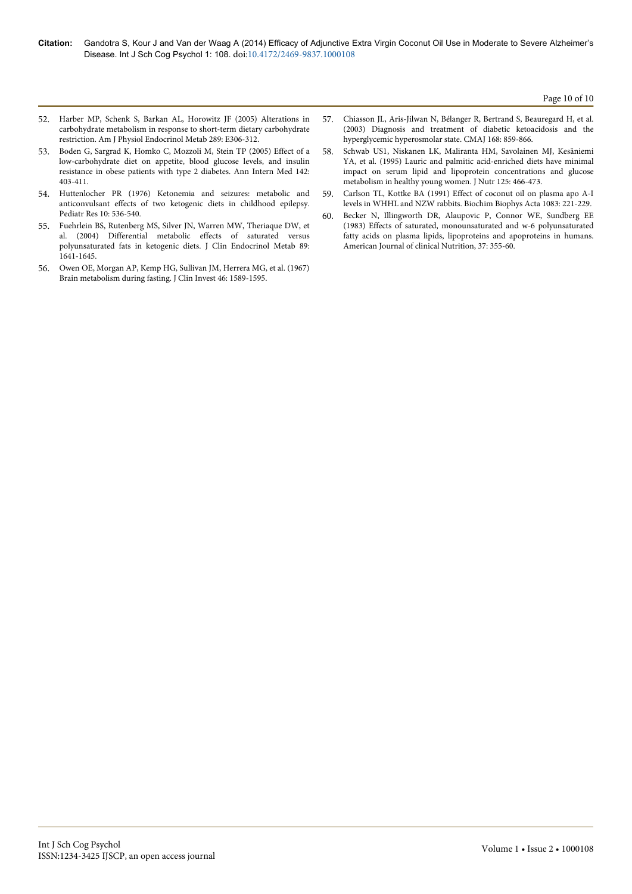52. Harber MP, Schenk S, Barkan AL, Horowitz JF (2005) Alterations in carbohydrate metabolism in response to short-term dietary carbohydrate restriction. Am J Physiol Endocrinol Metab 289: E306-312.
53. Boden G, Sargrad K, Homko C, Mozzoli M, Stein TP (2005) Effect of a low-carbohydrate diet on appetite, blood glucose levels, and insulin resistance in obese patients with type 2 diabetes. Ann Intern Med 142: 403-411.
54. Huttenlocher PR (1976) Ketonemia and seizures: metabolic and anticonvulsant effects of two ketogenic diets in childhood epilepsy. Pediatr Res 10: 536-540.
55. Fuehrlein BS, Rutenberg MS, Silver JN, Warren MW, Theriaque DW, et al. (2004) Differential metabolic effects of saturated versus polyunsaturated fats in ketogenic diets. J Clin Endocrinol Metab 89: 1641-1645.
56. Owen OE, Morgan AP, Kemp HG, Sullivan JM, Herrera MG, et al. (1967) Brain metabolism during fasting. J Clin Invest 46: 1589-1595.
57. Chiasson JL, Aris-Jilwan N, Bélanger R, Bertrand S, Beauregard H, et al. (2003) Diagnosis and treatment of diabetic ketoacidosis and the hyperglycemic hyperosmolar state. CMAJ 168: 859-866.
58. Schwab US1, Niskanen LK, Maliranta HM, Savolainen MJ, Kesäniemi YA, et al. (1995) Lauric and palmitic acid-enriched diets have minimal impact on serum lipid and lipoprotein concentrations and glucose metabolism in healthy young women. J Nutr 125: 466-473.
59. Carlson TL, Kottke BA (1991) Effect of coconut oil on plasma apo A-I levels in WHHL and NZW rabbits. Biochim Biophys Acta 1083: 221-229.
60. Becker N, Illingworth DR, Alaupovic P, Connor WE, Sundberg EE (1983) Effects of saturated, monounsaturated and w-6 polyunsaturated fatty acids on plasma lipids, lipoproteins and apoproteins in humans. American Journal of clinical Nutrition, 37: 355-60.